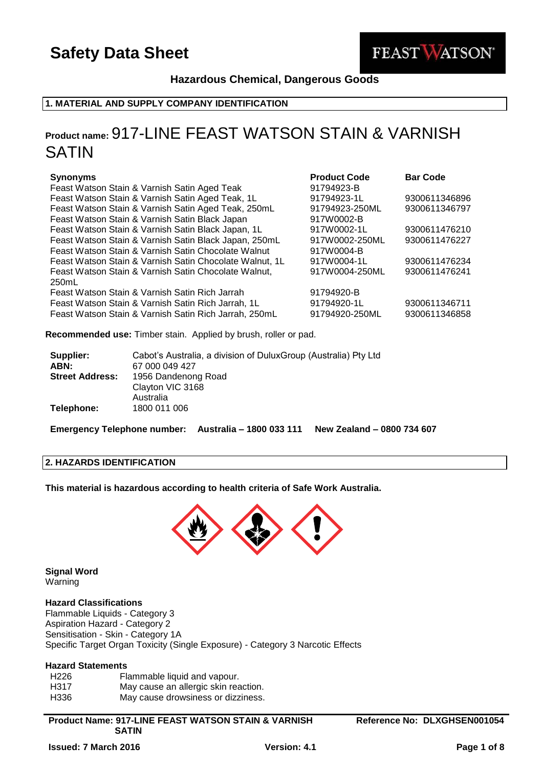# Safety Data Sheet

FEAST WATSON®

**Hazardous Chemical, Dangerous Goods**

## 1. MATERIAL AND SUPPLY COMPANY IDENTIFICATION

**Product name:** 917-LINE FEAST WATSON STAIN & VARNISH SATIN

| **Synonyms** | **Product Code** | **Bar Code** |
|---|---|---|
| Feast Watson Stain & Varnish Satin Aged Teak | 91794923-B | |
| Feast Watson Stain & Varnish Satin Aged Teak, 1L | 91794923-1L | 9300611346896 |
| Feast Watson Stain & Varnish Satin Aged Teak, 250mL | 91794923-250ML | 9300611346797 |
| Feast Watson Stain & Varnish Satin Black Japan | 917W0002-B | |
| Feast Watson Stain & Varnish Satin Black Japan, 1L | 917W0002-1L | 9300611476210 |
| Feast Watson Stain & Varnish Satin Black Japan, 250mL | 917W0002-250ML | 9300611476227 |
| Feast Watson Stain & Varnish Satin Chocolate Walnut | 917W0004-B | |
| Feast Watson Stain & Varnish Satin Chocolate Walnut, 1L | 917W0004-1L | 9300611476234 |
| Feast Watson Stain & Varnish Satin Chocolate Walnut, 250mL | 917W0004-250ML | 9300611476241 |
| Feast Watson Stain & Varnish Satin Rich Jarrah | 91794920-B | |
| Feast Watson Stain & Varnish Satin Rich Jarrah, 1L | 91794920-1L | 9300611346711 |
| Feast Watson Stain & Varnish Satin Rich Jarrah, 250mL | 91794920-250ML | 9300611346858 |

**Recommended use:** Timber stain. Applied by brush, roller or pad.

**Supplier:** Cabot's Australia, a division of DuluxGroup (Australia) Pty Ltd
**ABN:** 67 000 049 427
**Street Address:** 1956 Dandenong Road
Clayton VIC 3168
Australia
**Telephone:** 1800 011 006

**Emergency Telephone number: Australia – 1800 033 111 New Zealand – 0800 734 607**

## 2. HAZARDS IDENTIFICATION

**This material is hazardous according to health criteria of Safe Work Australia.**

### Signal Word
Warning

### Hazard Classifications
Flammable Liquids - Category 3
Aspiration Hazard - Category 2
Sensitisation - Skin - Category 1A
Specific Target Organ Toxicity (Single Exposure) - Category 3 Narcotic Effects

### Hazard Statements

| | |
|---|---|
| H226 | Flammable liquid and vapour. |
| H317 | May cause an allergic skin reaction. |
| H336 | May cause drowsiness or dizziness. |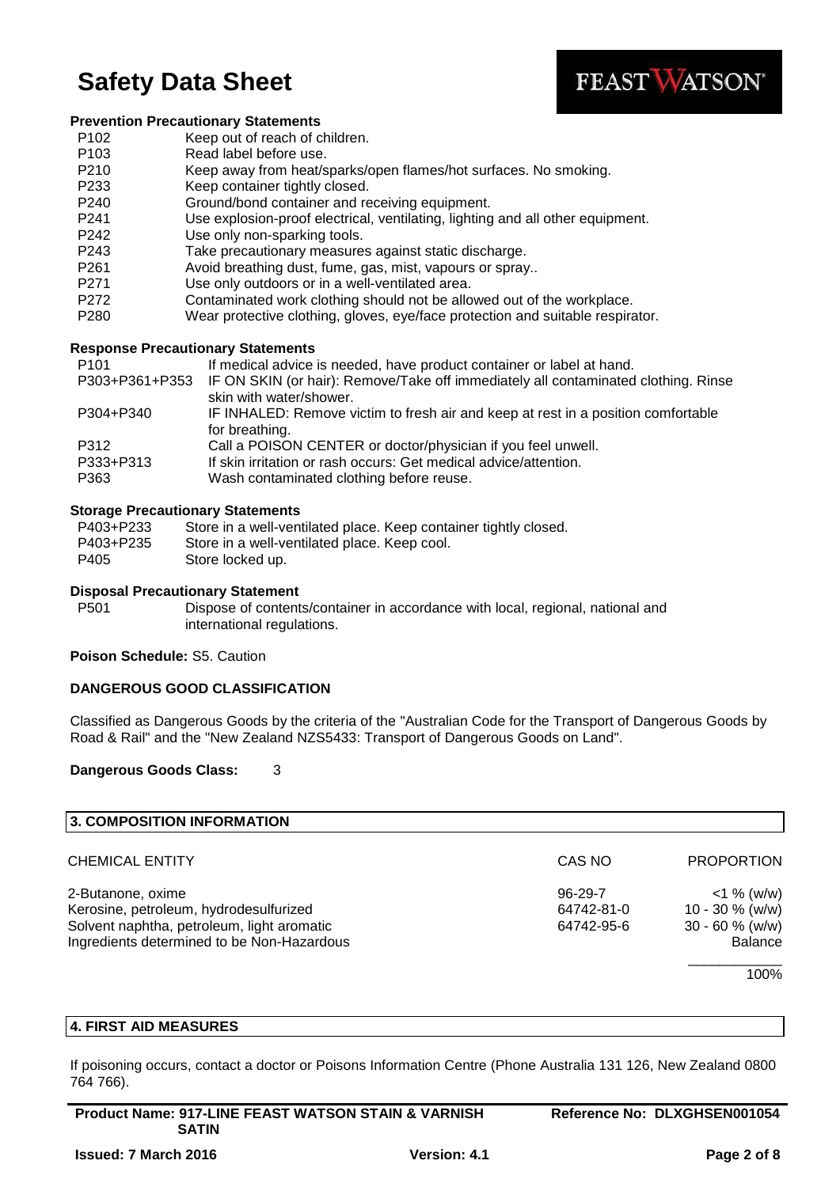### Prevention Precautionary Statements

| | |
|---|---|
| P102 | Keep out of reach of children. |
| P103 | Read label before use. |
| P210 | Keep away from heat/sparks/open flames/hot surfaces. No smoking. |
| P233 | Keep container tightly closed. |
| P240 | Ground/bond container and receiving equipment. |
| P241 | Use explosion-proof electrical, ventilating, lighting and all other equipment. |
| P242 | Use only non-sparking tools. |
| P243 | Take precautionary measures against static discharge. |
| P261 | Avoid breathing dust, fume, gas, mist, vapours or spray.. |
| P271 | Use only outdoors or in a well-ventilated area. |
| P272 | Contaminated work clothing should not be allowed out of the workplace. |
| P280 | Wear protective clothing, gloves, eye/face protection and suitable respirator. |

### Response Precautionary Statements

| | |
|---|---|
| P101 | If medical advice is needed, have product container or label at hand. |
| P303+P361+P353 | IF ON SKIN (or hair): Remove/Take off immediately all contaminated clothing. Rinse skin with water/shower. |
| P304+P340 | IF INHALED: Remove victim to fresh air and keep at rest in a position comfortable for breathing. |
| P312 | Call a POISON CENTER or doctor/physician if you feel unwell. |
| P333+P313 | If skin irritation or rash occurs: Get medical advice/attention. |
| P363 | Wash contaminated clothing before reuse. |

### Storage Precautionary Statements

| | |
|---|---|
| P403+P233 | Store in a well-ventilated place. Keep container tightly closed. |
| P403+P235 | Store in a well-ventilated place. Keep cool. |
| P405 | Store locked up. |

### Disposal Precautionary Statement

| | |
|---|---|
| P501 | Dispose of contents/container in accordance with local, regional, national and international regulations. |

**Poison Schedule:** S5. Caution

**DANGEROUS GOOD CLASSIFICATION**

Classified as Dangerous Goods by the criteria of the "Australian Code for the Transport of Dangerous Goods by Road & Rail" and the "New Zealand NZS5433: Transport of Dangerous Goods on Land".

**Dangerous Goods Class:** 3

## 3. COMPOSITION INFORMATION

| CHEMICAL ENTITY | CAS NO | PROPORTION |
|---|---|---|
| 2-Butanone, oxime | 96-29-7 | <1 % (w/w) |
| Kerosine, petroleum, hydrodesulfurized | 64742-81-0 | 10 - 30 % (w/w) |
| Solvent naphtha, petroleum, light aromatic | 64742-95-6 | 30 - 60 % (w/w) |
| Ingredients determined to be Non-Hazardous | | Balance |
| | | 100% |

## 4. FIRST AID MEASURES

If poisoning occurs, contact a doctor or Poisons Information Centre (Phone Australia 131 126, New Zealand 0800 764 766).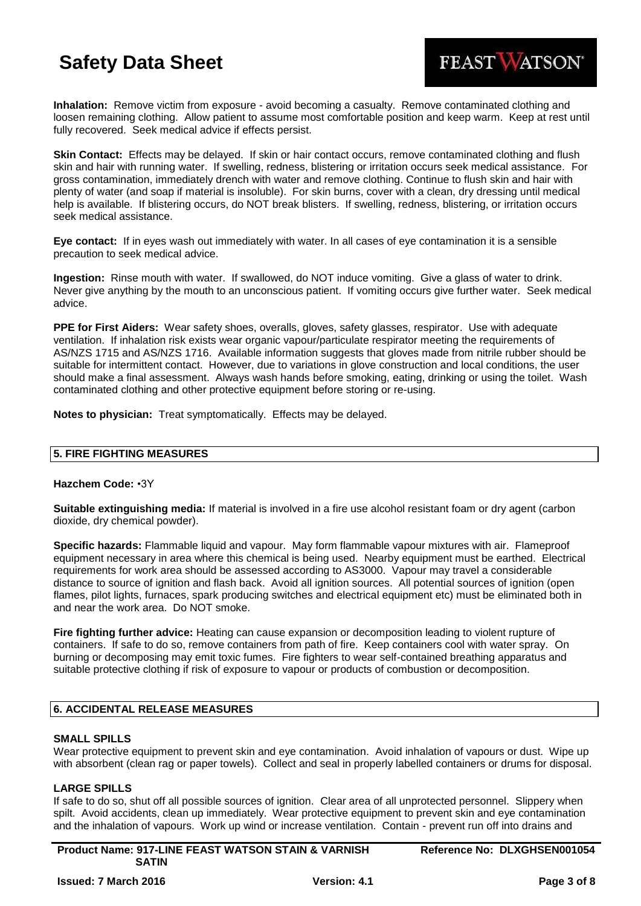**Inhalation:** Remove victim from exposure - avoid becoming a casualty. Remove contaminated clothing and loosen remaining clothing. Allow patient to assume most comfortable position and keep warm. Keep at rest until fully recovered. Seek medical advice if effects persist.

**Skin Contact:** Effects may be delayed. If skin or hair contact occurs, remove contaminated clothing and flush skin and hair with running water. If swelling, redness, blistering or irritation occurs seek medical assistance. For gross contamination, immediately drench with water and remove clothing. Continue to flush skin and hair with plenty of water (and soap if material is insoluble). For skin burns, cover with a clean, dry dressing until medical help is available. If blistering occurs, do NOT break blisters. If swelling, redness, blistering, or irritation occurs seek medical assistance.

**Eye contact:** If in eyes wash out immediately with water. In all cases of eye contamination it is a sensible precaution to seek medical advice.

**Ingestion:** Rinse mouth with water. If swallowed, do NOT induce vomiting. Give a glass of water to drink. Never give anything by the mouth to an unconscious patient. If vomiting occurs give further water. Seek medical advice.

**PPE for First Aiders:** Wear safety shoes, overalls, gloves, safety glasses, respirator. Use with adequate ventilation. If inhalation risk exists wear organic vapour/particulate respirator meeting the requirements of AS/NZS 1715 and AS/NZS 1716. Available information suggests that gloves made from nitrile rubber should be suitable for intermittent contact. However, due to variations in glove construction and local conditions, the user should make a final assessment. Always wash hands before smoking, eating, drinking or using the toilet. Wash contaminated clothing and other protective equipment before storing or re-using.

**Notes to physician:** Treat symptomatically. Effects may be delayed.

## 5. FIRE FIGHTING MEASURES

**Hazchem Code:** •3Y

**Suitable extinguishing media:** If material is involved in a fire use alcohol resistant foam or dry agent (carbon dioxide, dry chemical powder).

**Specific hazards:** Flammable liquid and vapour. May form flammable vapour mixtures with air. Flameproof equipment necessary in area where this chemical is being used. Nearby equipment must be earthed. Electrical requirements for work area should be assessed according to AS3000. Vapour may travel a considerable distance to source of ignition and flash back. Avoid all ignition sources. All potential sources of ignition (open flames, pilot lights, furnaces, spark producing switches and electrical equipment etc) must be eliminated both in and near the work area. Do NOT smoke.

**Fire fighting further advice:** Heating can cause expansion or decomposition leading to violent rupture of containers. If safe to do so, remove containers from path of fire. Keep containers cool with water spray. On burning or decomposing may emit toxic fumes. Fire fighters to wear self-contained breathing apparatus and suitable protective clothing if risk of exposure to vapour or products of combustion or decomposition.

## 6. ACCIDENTAL RELEASE MEASURES

### SMALL SPILLS

Wear protective equipment to prevent skin and eye contamination. Avoid inhalation of vapours or dust. Wipe up with absorbent (clean rag or paper towels). Collect and seal in properly labelled containers or drums for disposal.

### LARGE SPILLS

If safe to do so, shut off all possible sources of ignition. Clear area of all unprotected personnel. Slippery when spilt. Avoid accidents, clean up immediately. Wear protective equipment to prevent skin and eye contamination and the inhalation of vapours. Work up wind or increase ventilation. Contain - prevent run off into drains and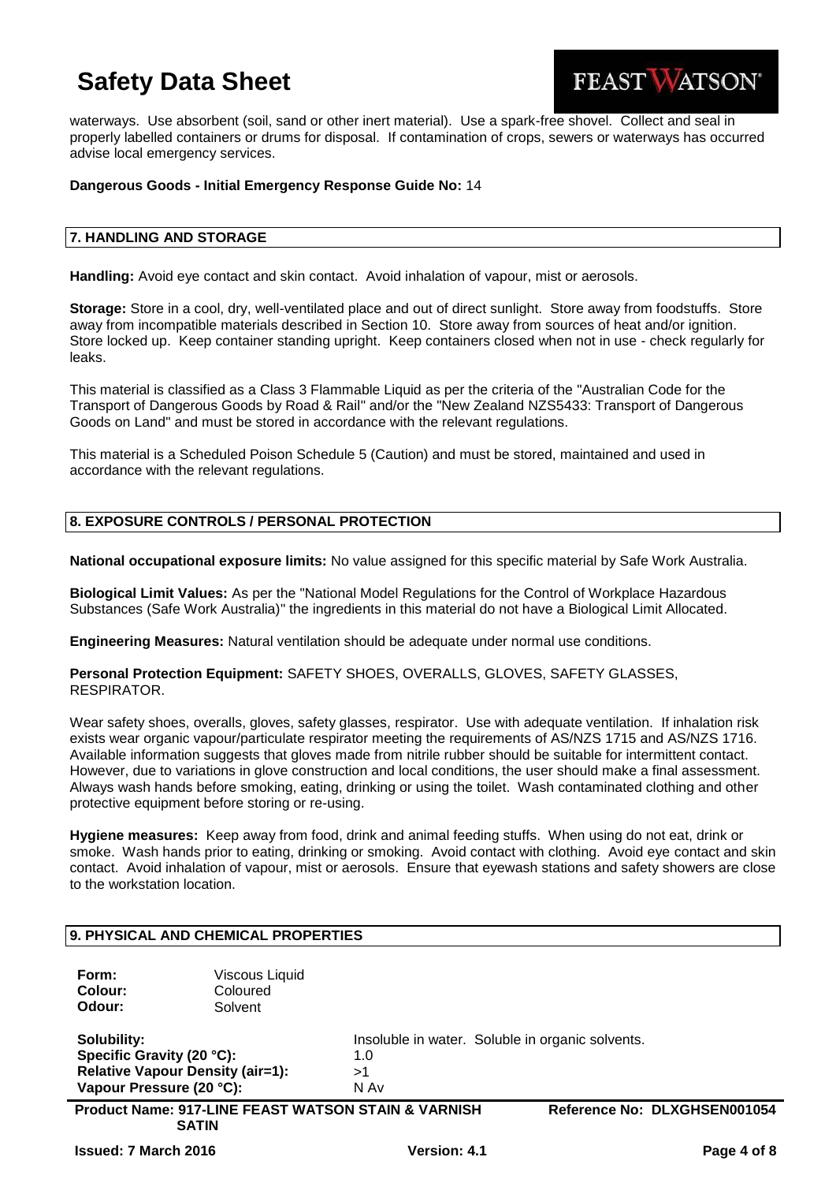waterways. Use absorbent (soil, sand or other inert material). Use a spark-free shovel. Collect and seal in properly labelled containers or drums for disposal. If contamination of crops, sewers or waterways has occurred advise local emergency services.

**Dangerous Goods - Initial Emergency Response Guide No:** 14

## 7. HANDLING AND STORAGE

**Handling:** Avoid eye contact and skin contact. Avoid inhalation of vapour, mist or aerosols.

**Storage:** Store in a cool, dry, well-ventilated place and out of direct sunlight. Store away from foodstuffs. Store away from incompatible materials described in Section 10. Store away from sources of heat and/or ignition. Store locked up. Keep container standing upright. Keep containers closed when not in use - check regularly for leaks.

This material is classified as a Class 3 Flammable Liquid as per the criteria of the "Australian Code for the Transport of Dangerous Goods by Road & Rail" and/or the "New Zealand NZS5433: Transport of Dangerous Goods on Land" and must be stored in accordance with the relevant regulations.

This material is a Scheduled Poison Schedule 5 (Caution) and must be stored, maintained and used in accordance with the relevant regulations.

## 8. EXPOSURE CONTROLS / PERSONAL PROTECTION

**National occupational exposure limits:** No value assigned for this specific material by Safe Work Australia.

**Biological Limit Values:** As per the "National Model Regulations for the Control of Workplace Hazardous Substances (Safe Work Australia)" the ingredients in this material do not have a Biological Limit Allocated.

**Engineering Measures:** Natural ventilation should be adequate under normal use conditions.

**Personal Protection Equipment:** SAFETY SHOES, OVERALLS, GLOVES, SAFETY GLASSES, RESPIRATOR.

Wear safety shoes, overalls, gloves, safety glasses, respirator. Use with adequate ventilation. If inhalation risk exists wear organic vapour/particulate respirator meeting the requirements of AS/NZS 1715 and AS/NZS 1716. Available information suggests that gloves made from nitrile rubber should be suitable for intermittent contact. However, due to variations in glove construction and local conditions, the user should make a final assessment. Always wash hands before smoking, eating, drinking or using the toilet. Wash contaminated clothing and other protective equipment before storing or re-using.

**Hygiene measures:** Keep away from food, drink and animal feeding stuffs. When using do not eat, drink or smoke. Wash hands prior to eating, drinking or smoking. Avoid contact with clothing. Avoid eye contact and skin contact. Avoid inhalation of vapour, mist or aerosols. Ensure that eyewash stations and safety showers are close to the workstation location.

## 9. PHYSICAL AND CHEMICAL PROPERTIES

**Form:** Viscous Liquid
**Colour:** Coloured
**Odour:** Solvent

**Solubility:** Insoluble in water. Soluble in organic solvents.
**Specific Gravity (20 °C):** 1.0
**Relative Vapour Density (air=1):** >1
**Vapour Pressure (20 °C):** N Av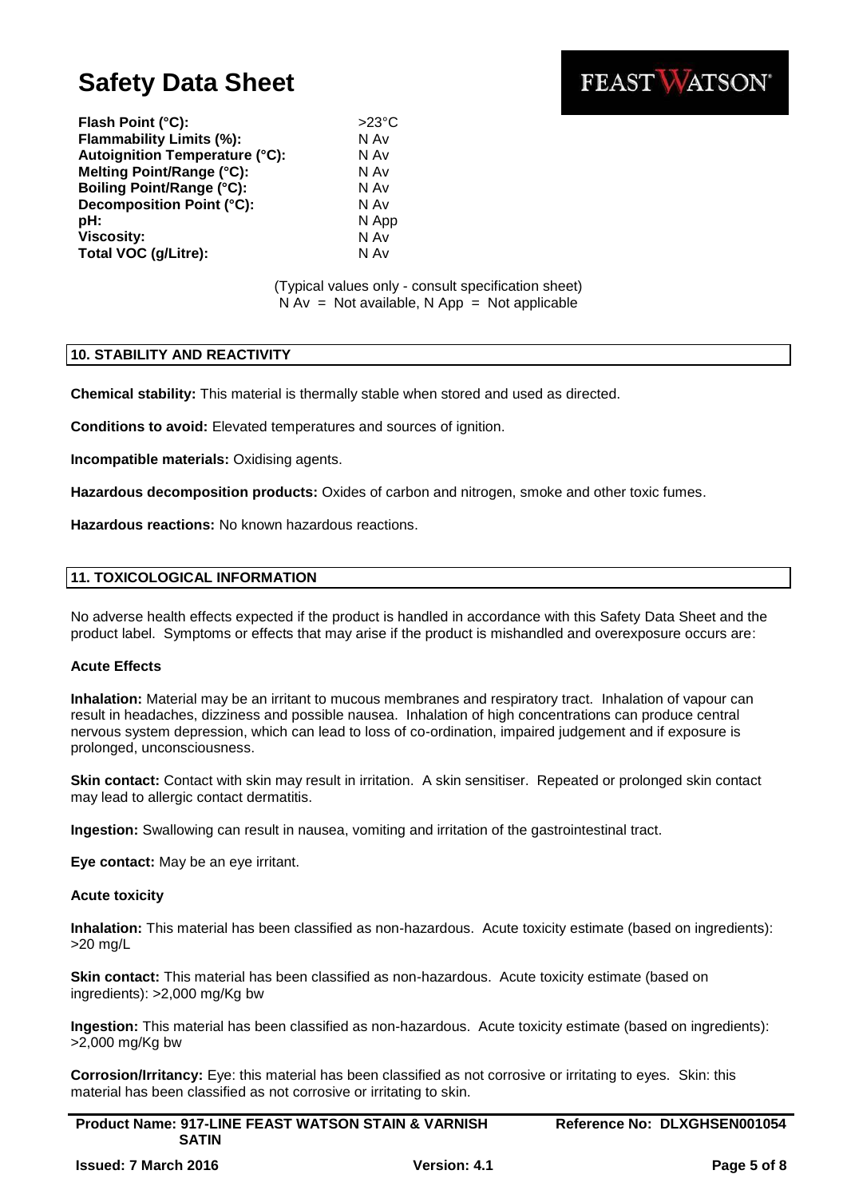| | |
|---|---|
| **Flash Point (°C):** | >23°C |
| **Flammability Limits (%):** | N Av |
| **Autoignition Temperature (°C):** | N Av |
| **Melting Point/Range (°C):** | N Av |
| **Boiling Point/Range (°C):** | N Av |
| **Decomposition Point (°C):** | N Av |
| **pH:** | N App |
| **Viscosity:** | N Av |
| **Total VOC (g/Litre):** | N Av |

(Typical values only - consult specification sheet)
N Av = Not available, N App = Not applicable

## 10. STABILITY AND REACTIVITY

**Chemical stability:** This material is thermally stable when stored and used as directed.

**Conditions to avoid:** Elevated temperatures and sources of ignition.

**Incompatible materials:** Oxidising agents.

**Hazardous decomposition products:** Oxides of carbon and nitrogen, smoke and other toxic fumes.

**Hazardous reactions:** No known hazardous reactions.

## 11. TOXICOLOGICAL INFORMATION

No adverse health effects expected if the product is handled in accordance with this Safety Data Sheet and the product label. Symptoms or effects that may arise if the product is mishandled and overexposure occurs are:

### Acute Effects

**Inhalation:** Material may be an irritant to mucous membranes and respiratory tract. Inhalation of vapour can result in headaches, dizziness and possible nausea. Inhalation of high concentrations can produce central nervous system depression, which can lead to loss of co-ordination, impaired judgement and if exposure is prolonged, unconsciousness.

**Skin contact:** Contact with skin may result in irritation. A skin sensitiser. Repeated or prolonged skin contact may lead to allergic contact dermatitis.

**Ingestion:** Swallowing can result in nausea, vomiting and irritation of the gastrointestinal tract.

**Eye contact:** May be an eye irritant.

### Acute toxicity

**Inhalation:** This material has been classified as non-hazardous. Acute toxicity estimate (based on ingredients): >20 mg/L

**Skin contact:** This material has been classified as non-hazardous. Acute toxicity estimate (based on ingredients): >2,000 mg/Kg bw

**Ingestion:** This material has been classified as non-hazardous. Acute toxicity estimate (based on ingredients): >2,000 mg/Kg bw

**Corrosion/Irritancy:** Eye: this material has been classified as not corrosive or irritating to eyes. Skin: this material has been classified as not corrosive or irritating to skin.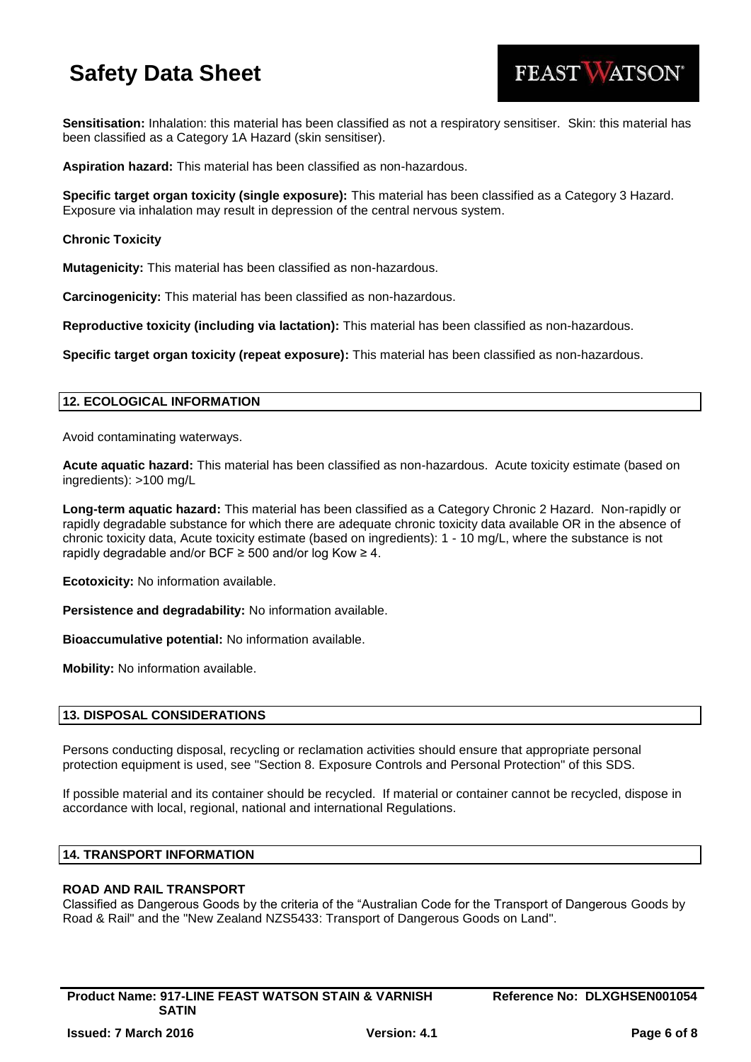**Sensitisation:** Inhalation: this material has been classified as not a respiratory sensitiser. Skin: this material has been classified as a Category 1A Hazard (skin sensitiser).

**Aspiration hazard:** This material has been classified as non-hazardous.

**Specific target organ toxicity (single exposure):** This material has been classified as a Category 3 Hazard. Exposure via inhalation may result in depression of the central nervous system.

**Chronic Toxicity**

**Mutagenicity:** This material has been classified as non-hazardous.

**Carcinogenicity:** This material has been classified as non-hazardous.

**Reproductive toxicity (including via lactation):** This material has been classified as non-hazardous.

**Specific target organ toxicity (repeat exposure):** This material has been classified as non-hazardous.

## 12. ECOLOGICAL INFORMATION

Avoid contaminating waterways.

**Acute aquatic hazard:** This material has been classified as non-hazardous. Acute toxicity estimate (based on ingredients): >100 mg/L

**Long-term aquatic hazard:** This material has been classified as a Category Chronic 2 Hazard. Non-rapidly or rapidly degradable substance for which there are adequate chronic toxicity data available OR in the absence of chronic toxicity data, Acute toxicity estimate (based on ingredients): 1 - 10 mg/L, where the substance is not rapidly degradable and/or BCF ≥ 500 and/or log Kow ≥ 4.

**Ecotoxicity:** No information available.

**Persistence and degradability:** No information available.

**Bioaccumulative potential:** No information available.

**Mobility:** No information available.

## 13. DISPOSAL CONSIDERATIONS

Persons conducting disposal, recycling or reclamation activities should ensure that appropriate personal protection equipment is used, see "Section 8. Exposure Controls and Personal Protection" of this SDS.

If possible material and its container should be recycled. If material or container cannot be recycled, dispose in accordance with local, regional, national and international Regulations.

## 14. TRANSPORT INFORMATION

**ROAD AND RAIL TRANSPORT**

Classified as Dangerous Goods by the criteria of the "Australian Code for the Transport of Dangerous Goods by Road & Rail" and the "New Zealand NZS5433: Transport of Dangerous Goods on Land".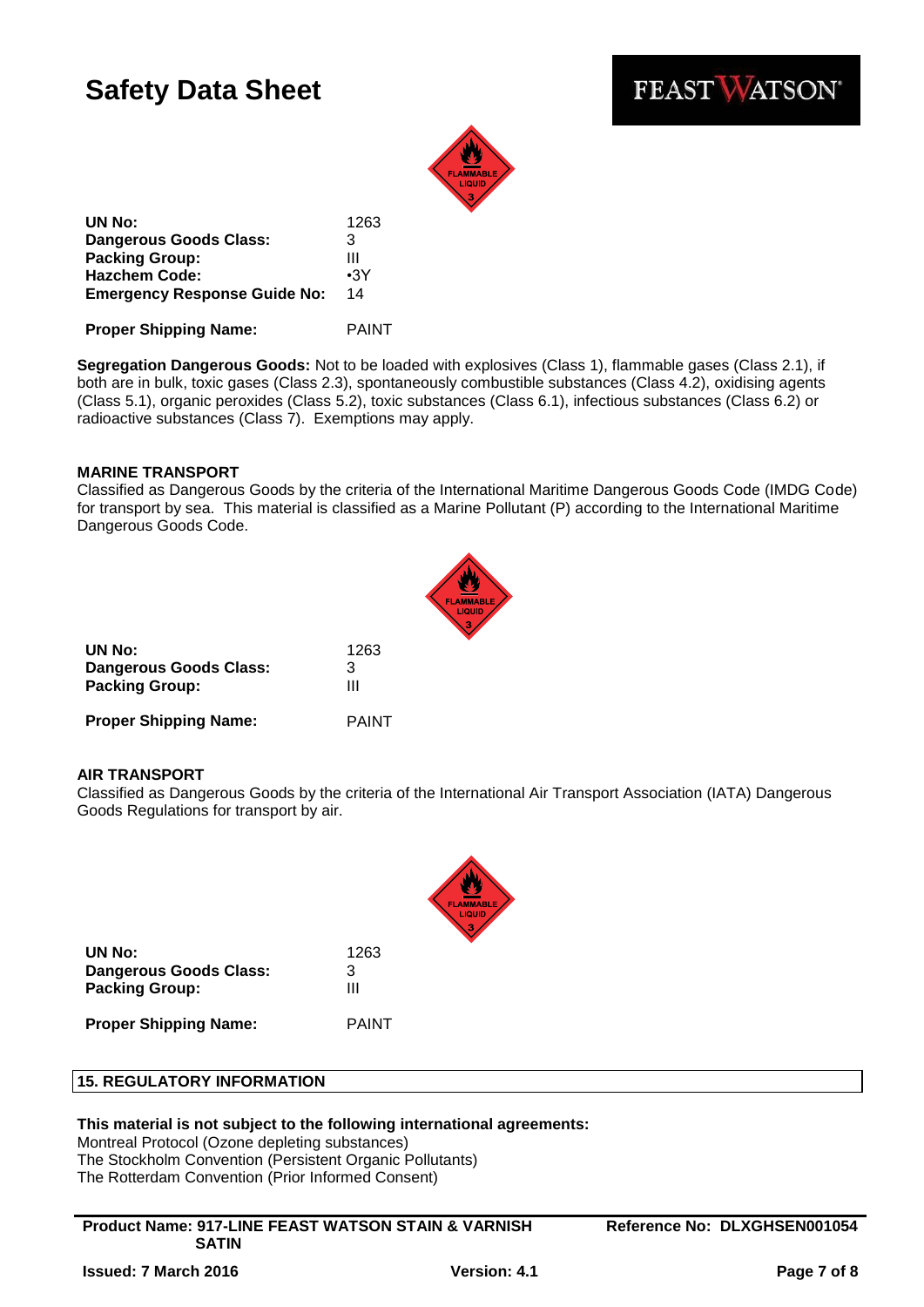| | |
|---|---|
| **UN No:** | 1263 |
| **Dangerous Goods Class:** | 3 |
| **Packing Group:** | III |
| **Hazchem Code:** | •3Y |
| **Emergency Response Guide No:** | 14 |

**Proper Shipping Name:** PAINT

**Segregation Dangerous Goods:** Not to be loaded with explosives (Class 1), flammable gases (Class 2.1), if both are in bulk, toxic gases (Class 2.3), spontaneously combustible substances (Class 4.2), oxidising agents (Class 5.1), organic peroxides (Class 5.2), toxic substances (Class 6.1), infectious substances (Class 6.2) or radioactive substances (Class 7). Exemptions may apply.

**MARINE TRANSPORT**

Classified as Dangerous Goods by the criteria of the International Maritime Dangerous Goods Code (IMDG Code) for transport by sea. This material is classified as a Marine Pollutant (P) according to the International Maritime Dangerous Goods Code.

| | |
|---|---|
| **UN No:** | 1263 |
| **Dangerous Goods Class:** | 3 |
| **Packing Group:** | III |

**Proper Shipping Name:** PAINT

**AIR TRANSPORT**

Classified as Dangerous Goods by the criteria of the International Air Transport Association (IATA) Dangerous Goods Regulations for transport by air.

| | |
|---|---|
| **UN No:** | 1263 |
| **Dangerous Goods Class:** | 3 |
| **Packing Group:** | III |

**Proper Shipping Name:** PAINT

## 15. REGULATORY INFORMATION

**This material is not subject to the following international agreements:**

Montreal Protocol (Ozone depleting substances)
The Stockholm Convention (Persistent Organic Pollutants)
The Rotterdam Convention (Prior Informed Consent)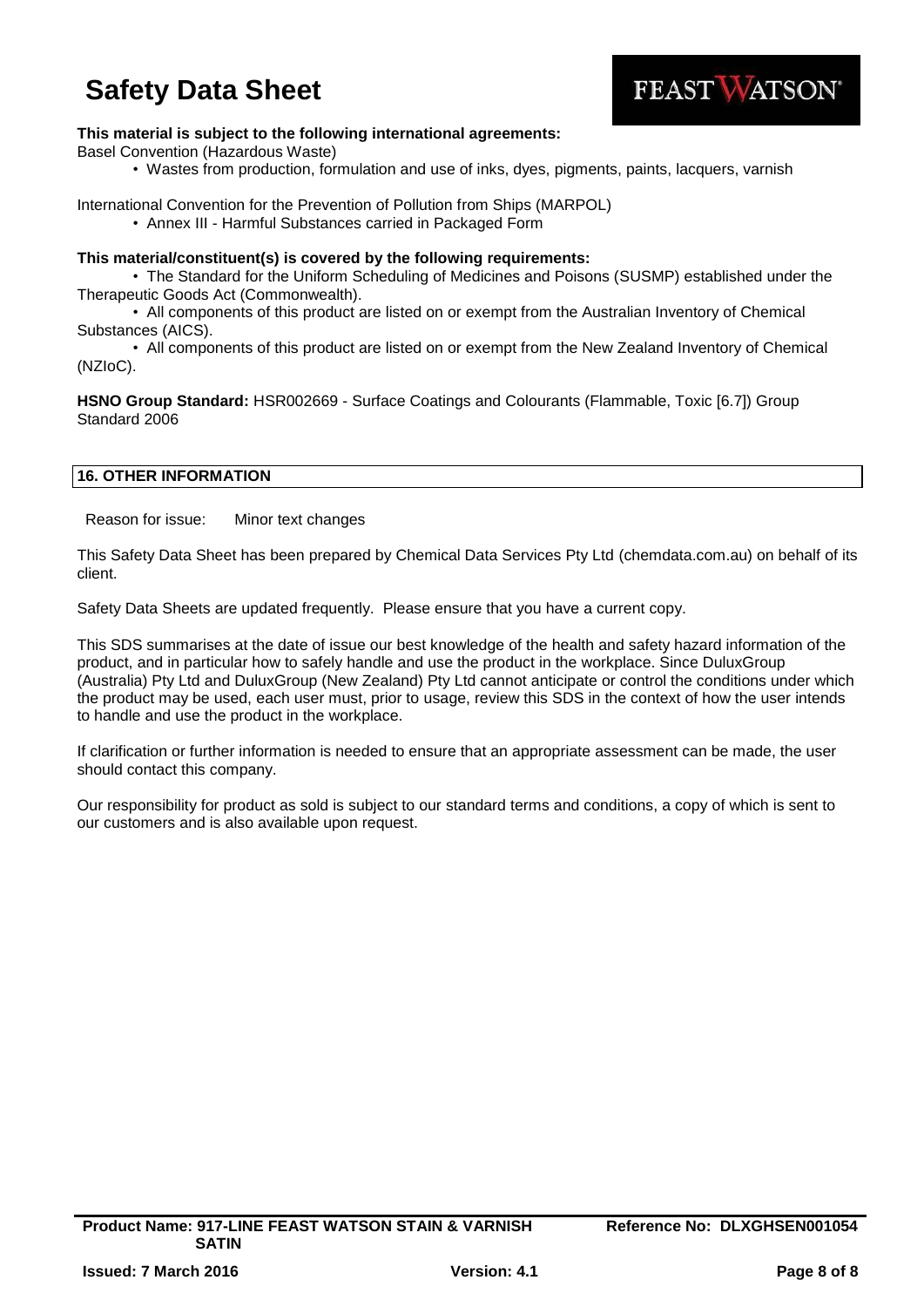**This material is subject to the following international agreements:**
Basel Convention (Hazardous Waste)

- Wastes from production, formulation and use of inks, dyes, pigments, paints, lacquers, varnish

International Convention for the Prevention of Pollution from Ships (MARPOL)

- Annex III - Harmful Substances carried in Packaged Form

**This material/constituent(s) is covered by the following requirements:**

- The Standard for the Uniform Scheduling of Medicines and Poisons (SUSMP) established under the Therapeutic Goods Act (Commonwealth).
- All components of this product are listed on or exempt from the Australian Inventory of Chemical Substances (AICS).
- All components of this product are listed on or exempt from the New Zealand Inventory of Chemical (NZIoC).

**HSNO Group Standard:** HSR002669 - Surface Coatings and Colourants (Flammable, Toxic [6.7]) Group Standard 2006

## 16. OTHER INFORMATION

Reason for issue: Minor text changes

This Safety Data Sheet has been prepared by Chemical Data Services Pty Ltd (chemdata.com.au) on behalf of its client.

Safety Data Sheets are updated frequently. Please ensure that you have a current copy.

This SDS summarises at the date of issue our best knowledge of the health and safety hazard information of the product, and in particular how to safely handle and use the product in the workplace. Since DuluxGroup (Australia) Pty Ltd and DuluxGroup (New Zealand) Pty Ltd cannot anticipate or control the conditions under which the product may be used, each user must, prior to usage, review this SDS in the context of how the user intends to handle and use the product in the workplace.

If clarification or further information is needed to ensure that an appropriate assessment can be made, the user should contact this company.

Our responsibility for product as sold is subject to our standard terms and conditions, a copy of which is sent to our customers and is also available upon request.